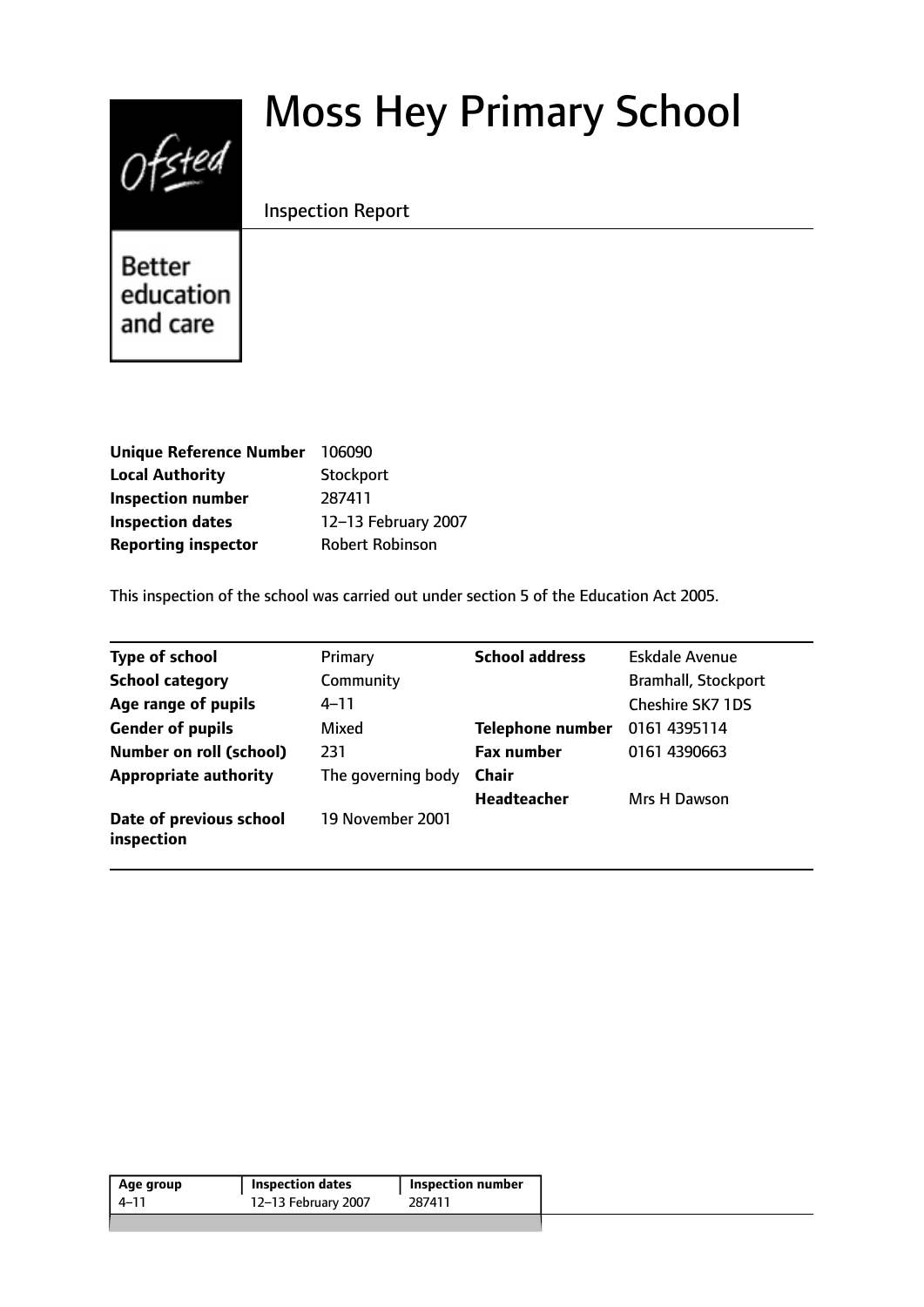# Moss Hey Primary School

Inspection Report

Better education and care

| | |
|---|---|
| **Unique Reference Number** | 106090 |
| **Local Authority** | Stockport |
| **Inspection number** | 287411 |
| **Inspection dates** | 12–13 February 2007 |
| **Reporting inspector** | Robert Robinson |

This inspection of the school was carried out under section 5 of the Education Act 2005.

| | | | |
|---|---|---|---|
| **Type of school** | Primary | **School address** | Eskdale Avenue |
| **School category** | Community | | Bramhall, Stockport |
| **Age range of pupils** | 4–11 | | Cheshire SK7 1DS |
| **Gender of pupils** | Mixed | **Telephone number** | 0161 4395114 |
| **Number on roll (school)** | 231 | **Fax number** | 0161 4390663 |
| **Appropriate authority** | The governing body | **Chair** | |
| | | **Headteacher** | Mrs H Dawson |
| **Date of previous school inspection** | 19 November 2001 | | |

| Age group | Inspection dates | Inspection number |
|---|---|---|
| 4–11 | 12–13 February 2007 | 287411 |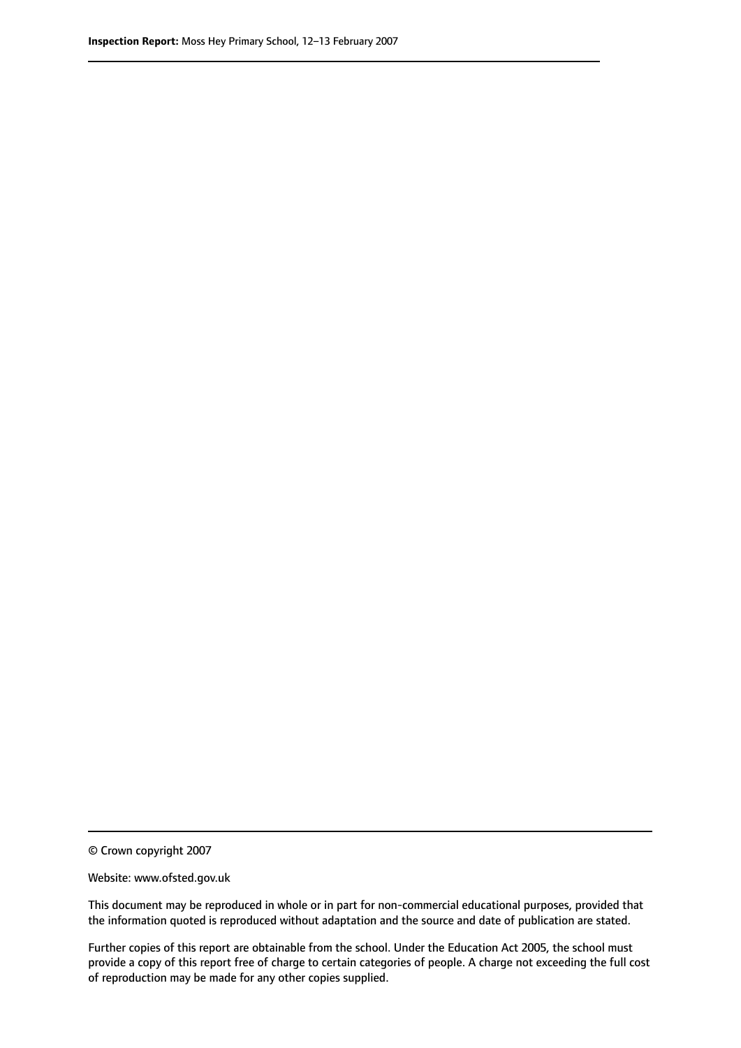© Crown copyright 2007

Website: www.ofsted.gov.uk

This document may be reproduced in whole or in part for non-commercial educational purposes, provided that the information quoted is reproduced without adaptation and the source and date of publication are stated.

Further copies of this report are obtainable from the school. Under the Education Act 2005, the school must provide a copy of this report free of charge to certain categories of people. A charge not exceeding the full cost of reproduction may be made for any other copies supplied.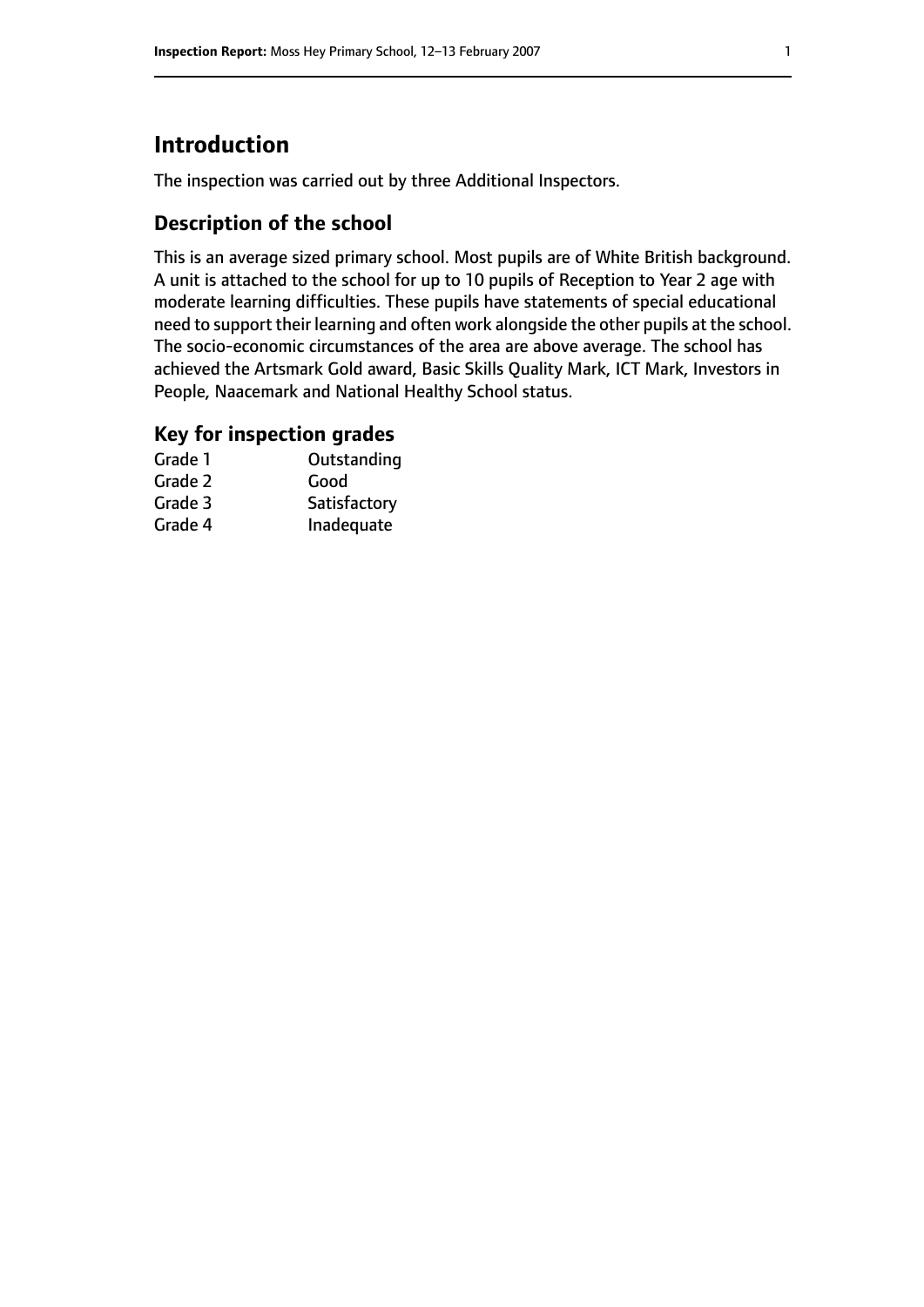# Introduction

The inspection was carried out by three Additional Inspectors.

## Description of the school

This is an average sized primary school. Most pupils are of White British background. A unit is attached to the school for up to 10 pupils of Reception to Year 2 age with moderate learning difficulties. These pupils have statements of special educational need to support their learning and often work alongside the other pupils at the school. The socio-economic circumstances of the area are above average. The school has achieved the Artsmark Gold award, Basic Skills Quality Mark, ICT Mark, Investors in People, Naacemark and National Healthy School status.

## Key for inspection grades

| | |
|---|---|
| Grade 1 | Outstanding |
| Grade 2 | Good |
| Grade 3 | Satisfactory |
| Grade 4 | Inadequate |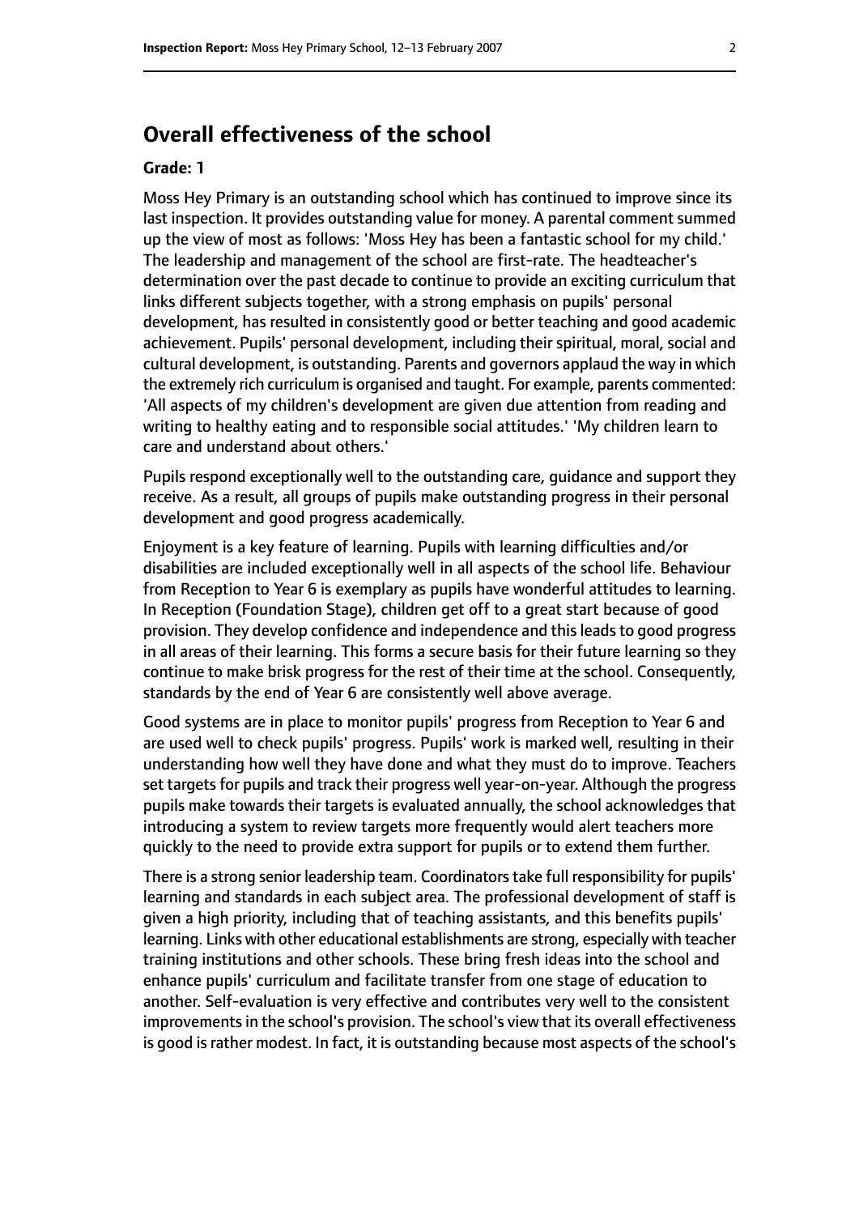# Overall effectiveness of the school

**Grade: 1**

Moss Hey Primary is an outstanding school which has continued to improve since its last inspection. It provides outstanding value for money. A parental comment summed up the view of most as follows: 'Moss Hey has been a fantastic school for my child.' The leadership and management of the school are first-rate. The headteacher's determination over the past decade to continue to provide an exciting curriculum that links different subjects together, with a strong emphasis on pupils' personal development, has resulted in consistently good or better teaching and good academic achievement. Pupils' personal development, including their spiritual, moral, social and cultural development, is outstanding. Parents and governors applaud the way in which the extremely rich curriculum is organised and taught. For example, parents commented: 'All aspects of my children's development are given due attention from reading and writing to healthy eating and to responsible social attitudes.' 'My children learn to care and understand about others.'

Pupils respond exceptionally well to the outstanding care, guidance and support they receive. As a result, all groups of pupils make outstanding progress in their personal development and good progress academically.

Enjoyment is a key feature of learning. Pupils with learning difficulties and/or disabilities are included exceptionally well in all aspects of the school life. Behaviour from Reception to Year 6 is exemplary as pupils have wonderful attitudes to learning. In Reception (Foundation Stage), children get off to a great start because of good provision. They develop confidence and independence and this leads to good progress in all areas of their learning. This forms a secure basis for their future learning so they continue to make brisk progress for the rest of their time at the school. Consequently, standards by the end of Year 6 are consistently well above average.

Good systems are in place to monitor pupils' progress from Reception to Year 6 and are used well to check pupils' progress. Pupils' work is marked well, resulting in their understanding how well they have done and what they must do to improve. Teachers set targets for pupils and track their progress well year-on-year. Although the progress pupils make towards their targets is evaluated annually, the school acknowledges that introducing a system to review targets more frequently would alert teachers more quickly to the need to provide extra support for pupils or to extend them further.

There is a strong senior leadership team. Coordinators take full responsibility for pupils' learning and standards in each subject area. The professional development of staff is given a high priority, including that of teaching assistants, and this benefits pupils' learning. Links with other educational establishments are strong, especially with teacher training institutions and other schools. These bring fresh ideas into the school and enhance pupils' curriculum and facilitate transfer from one stage of education to another. Self-evaluation is very effective and contributes very well to the consistent improvements in the school's provision. The school's view that its overall effectiveness is good is rather modest. In fact, it is outstanding because most aspects of the school's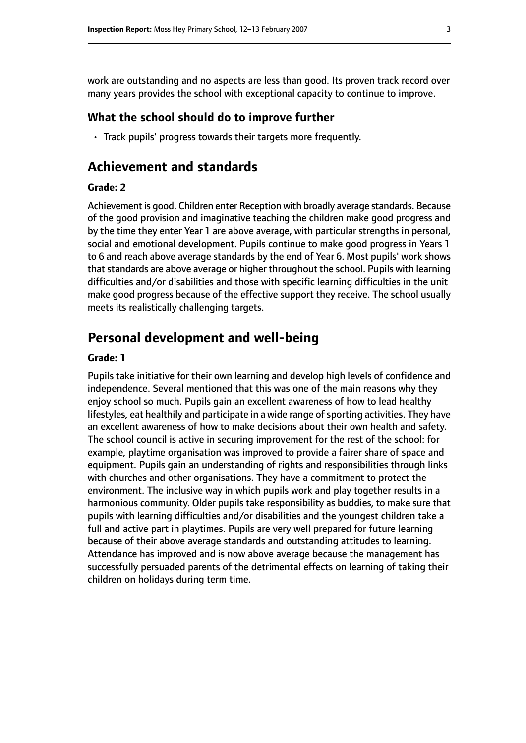work are outstanding and no aspects are less than good. Its proven track record over many years provides the school with exceptional capacity to continue to improve.

### What the school should do to improve further

- Track pupils' progress towards their targets more frequently.

## Achievement and standards

#### Grade: 2

Achievement is good. Children enter Reception with broadly average standards. Because of the good provision and imaginative teaching the children make good progress and by the time they enter Year 1 are above average, with particular strengths in personal, social and emotional development. Pupils continue to make good progress in Years 1 to 6 and reach above average standards by the end of Year 6. Most pupils' work shows that standards are above average or higher throughout the school. Pupils with learning difficulties and/or disabilities and those with specific learning difficulties in the unit make good progress because of the effective support they receive. The school usually meets its realistically challenging targets.

## Personal development and well-being

#### Grade: 1

Pupils take initiative for their own learning and develop high levels of confidence and independence. Several mentioned that this was one of the main reasons why they enjoy school so much. Pupils gain an excellent awareness of how to lead healthy lifestyles, eat healthily and participate in a wide range of sporting activities. They have an excellent awareness of how to make decisions about their own health and safety. The school council is active in securing improvement for the rest of the school: for example, playtime organisation was improved to provide a fairer share of space and equipment. Pupils gain an understanding of rights and responsibilities through links with churches and other organisations. They have a commitment to protect the environment. The inclusive way in which pupils work and play together results in a harmonious community. Older pupils take responsibility as buddies, to make sure that pupils with learning difficulties and/or disabilities and the youngest children take a full and active part in playtimes. Pupils are very well prepared for future learning because of their above average standards and outstanding attitudes to learning. Attendance has improved and is now above average because the management has successfully persuaded parents of the detrimental effects on learning of taking their children on holidays during term time.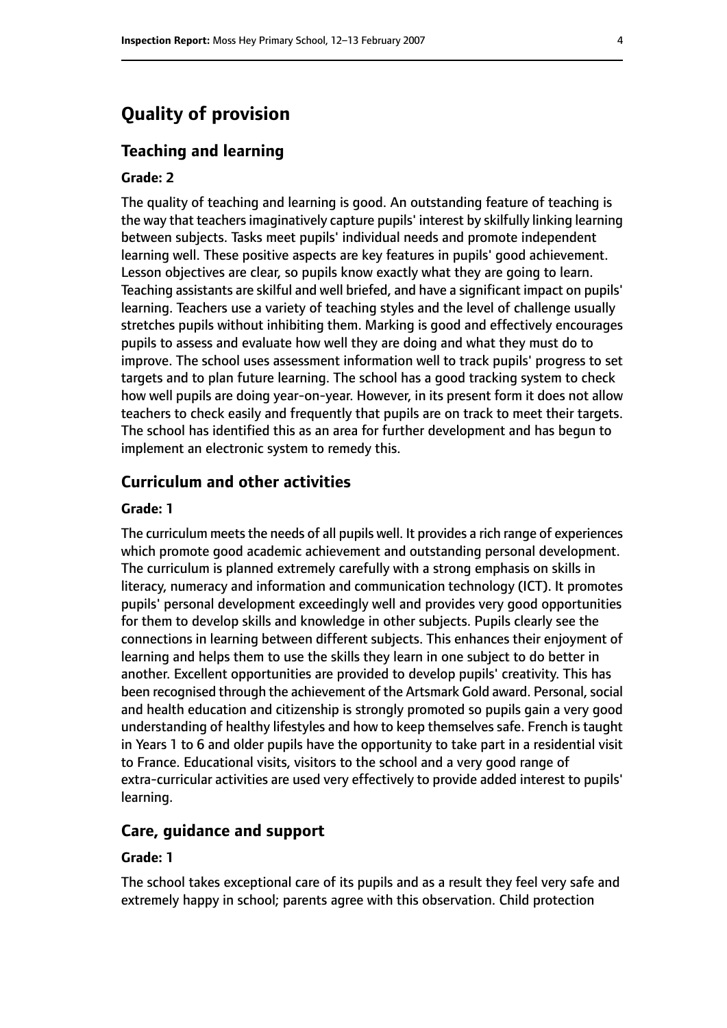# Quality of provision

## Teaching and learning

#### Grade: 2

The quality of teaching and learning is good. An outstanding feature of teaching is the way that teachers imaginatively capture pupils' interest by skilfully linking learning between subjects. Tasks meet pupils' individual needs and promote independent learning well. These positive aspects are key features in pupils' good achievement. Lesson objectives are clear, so pupils know exactly what they are going to learn. Teaching assistants are skilful and well briefed, and have a significant impact on pupils' learning. Teachers use a variety of teaching styles and the level of challenge usually stretches pupils without inhibiting them. Marking is good and effectively encourages pupils to assess and evaluate how well they are doing and what they must do to improve. The school uses assessment information well to track pupils' progress to set targets and to plan future learning. The school has a good tracking system to check how well pupils are doing year-on-year. However, in its present form it does not allow teachers to check easily and frequently that pupils are on track to meet their targets. The school has identified this as an area for further development and has begun to implement an electronic system to remedy this.

## Curriculum and other activities

#### Grade: 1

The curriculum meets the needs of all pupils well. It provides a rich range of experiences which promote good academic achievement and outstanding personal development. The curriculum is planned extremely carefully with a strong emphasis on skills in literacy, numeracy and information and communication technology (ICT). It promotes pupils' personal development exceedingly well and provides very good opportunities for them to develop skills and knowledge in other subjects. Pupils clearly see the connections in learning between different subjects. This enhances their enjoyment of learning and helps them to use the skills they learn in one subject to do better in another. Excellent opportunities are provided to develop pupils' creativity. This has been recognised through the achievement of the Artsmark Gold award. Personal, social and health education and citizenship is strongly promoted so pupils gain a very good understanding of healthy lifestyles and how to keep themselves safe. French is taught in Years 1 to 6 and older pupils have the opportunity to take part in a residential visit to France. Educational visits, visitors to the school and a very good range of extra-curricular activities are used very effectively to provide added interest to pupils' learning.

## Care, guidance and support

#### Grade: 1

The school takes exceptional care of its pupils and as a result they feel very safe and extremely happy in school; parents agree with this observation. Child protection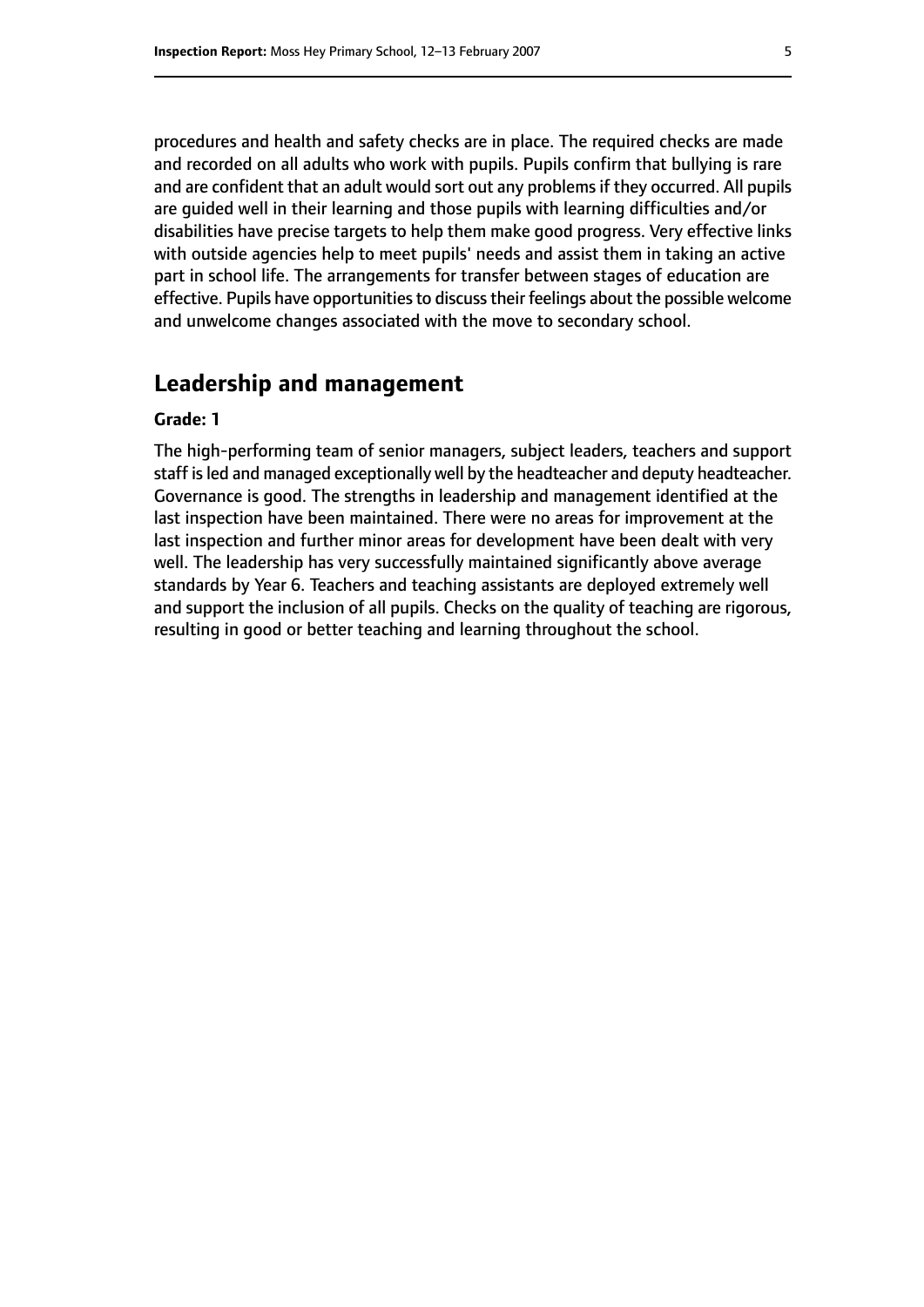procedures and health and safety checks are in place. The required checks are made and recorded on all adults who work with pupils. Pupils confirm that bullying is rare and are confident that an adult would sort out any problems if they occurred. All pupils are guided well in their learning and those pupils with learning difficulties and/or disabilities have precise targets to help them make good progress. Very effective links with outside agencies help to meet pupils' needs and assist them in taking an active part in school life. The arrangements for transfer between stages of education are effective. Pupils have opportunities to discuss their feelings about the possible welcome and unwelcome changes associated with the move to secondary school.

## Leadership and management

**Grade: 1**

The high-performing team of senior managers, subject leaders, teachers and support staff is led and managed exceptionally well by the headteacher and deputy headteacher. Governance is good. The strengths in leadership and management identified at the last inspection have been maintained. There were no areas for improvement at the last inspection and further minor areas for development have been dealt with very well. The leadership has very successfully maintained significantly above average standards by Year 6. Teachers and teaching assistants are deployed extremely well and support the inclusion of all pupils. Checks on the quality of teaching are rigorous, resulting in good or better teaching and learning throughout the school.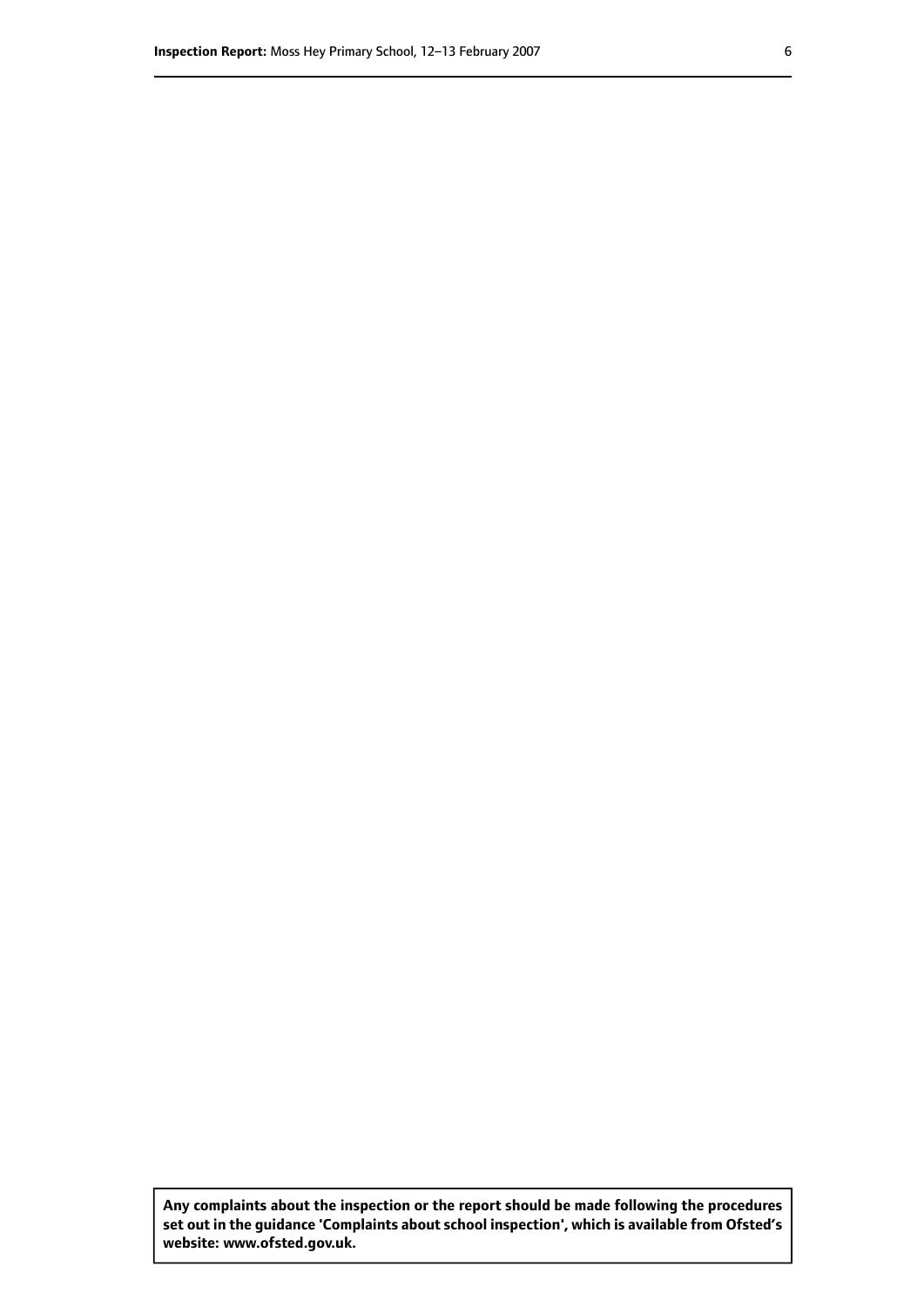**Any complaints about the inspection or the report should be made following the procedures set out in the guidance 'Complaints about school inspection', which is available from Ofsted's website: www.ofsted.gov.uk.**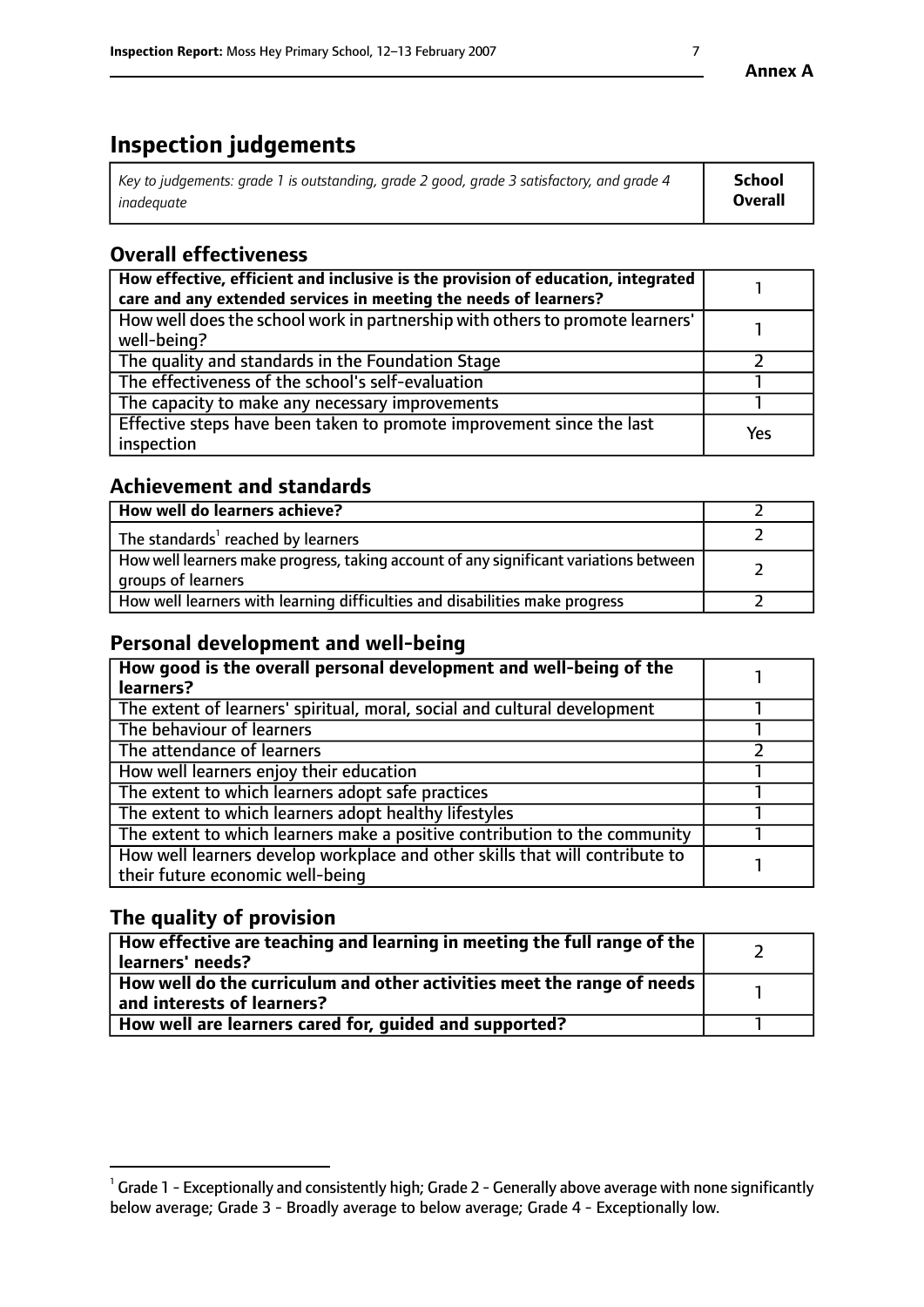# Inspection judgements

| *Key to judgements: grade 1 is outstanding, grade 2 good, grade 3 satisfactory, and grade 4 inadequate* | **School Overall** |
|---|---|

## Overall effectiveness

| | |
|---|---|
| **How effective, efficient and inclusive is the provision of education, integrated care and any extended services in meeting the needs of learners?** | 1 |
| How well does the school work in partnership with others to promote learners' well-being? | 1 |
| The quality and standards in the Foundation Stage | 2 |
| The effectiveness of the school's self-evaluation | 1 |
| The capacity to make any necessary improvements | 1 |
| Effective steps have been taken to promote improvement since the last inspection | Yes |

## Achievement and standards

| | |
|---|---|
| **How well do learners achieve?** | 2 |
| The standards[1] reached by learners | 2 |
| How well learners make progress, taking account of any significant variations between groups of learners | 2 |
| How well learners with learning difficulties and disabilities make progress | 2 |

## Personal development and well-being

| | |
|---|---|
| **How good is the overall personal development and well-being of the learners?** | 1 |
| The extent of learners' spiritual, moral, social and cultural development | 1 |
| The behaviour of learners | 1 |
| The attendance of learners | 2 |
| How well learners enjoy their education | 1 |
| The extent to which learners adopt safe practices | 1 |
| The extent to which learners adopt healthy lifestyles | 1 |
| The extent to which learners make a positive contribution to the community | 1 |
| How well learners develop workplace and other skills that will contribute to their future economic well-being | 1 |

## The quality of provision

| | |
|---|---|
| **How effective are teaching and learning in meeting the full range of the learners' needs?** | 2 |
| **How well do the curriculum and other activities meet the range of needs and interests of learners?** | 1 |
| **How well are learners cared for, guided and supported?** | 1 |

[1] Grade 1 - Exceptionally and consistently high; Grade 2 - Generally above average with none significantly below average; Grade 3 - Broadly average to below average; Grade 4 - Exceptionally low.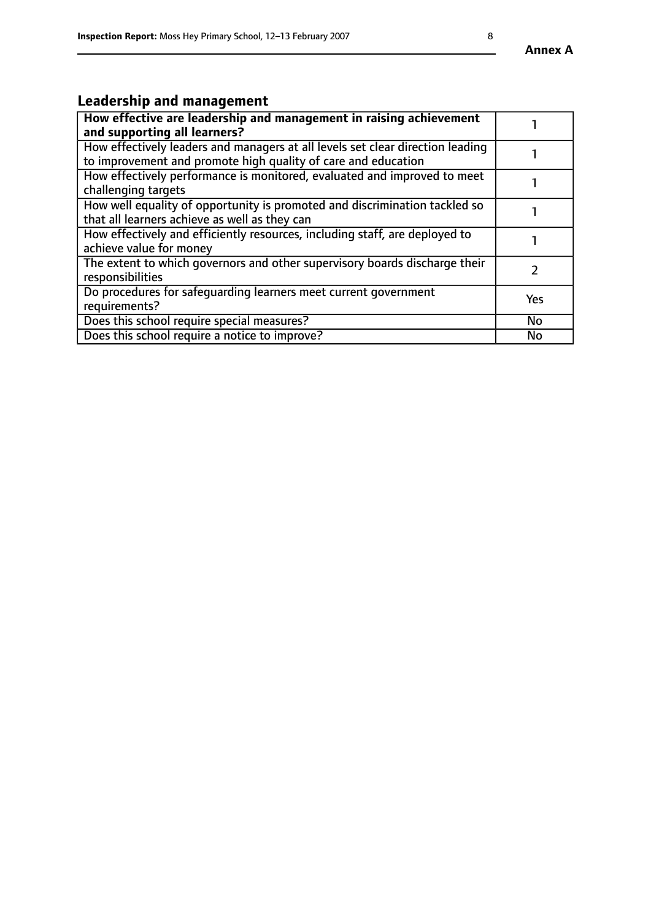## Leadership and management

| **How effective are leadership and management in raising achievement and supporting all learners?** | 1 |
|---|---|
| How effectively leaders and managers at all levels set clear direction leading to improvement and promote high quality of care and education | 1 |
| How effectively performance is monitored, evaluated and improved to meet challenging targets | 1 |
| How well equality of opportunity is promoted and discrimination tackled so that all learners achieve as well as they can | 1 |
| How effectively and efficiently resources, including staff, are deployed to achieve value for money | 1 |
| The extent to which governors and other supervisory boards discharge their responsibilities | 2 |
| Do procedures for safeguarding learners meet current government requirements? | Yes |
| Does this school require special measures? | No |
| Does this school require a notice to improve? | No |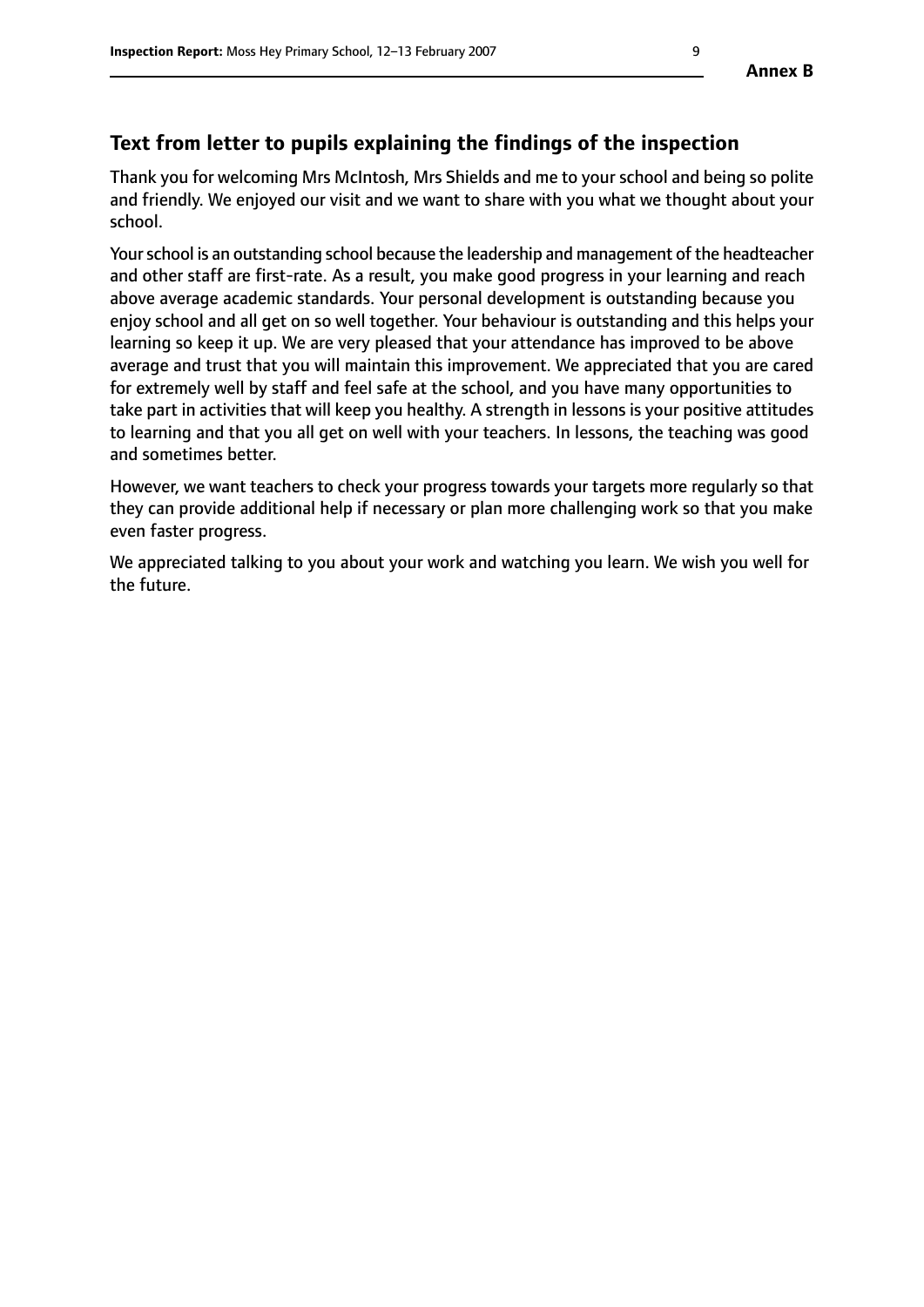## Text from letter to pupils explaining the findings of the inspection

Thank you for welcoming Mrs McIntosh, Mrs Shields and me to your school and being so polite and friendly. We enjoyed our visit and we want to share with you what we thought about your school.

Your school is an outstanding school because the leadership and management of the headteacher and other staff are first-rate. As a result, you make good progress in your learning and reach above average academic standards. Your personal development is outstanding because you enjoy school and all get on so well together. Your behaviour is outstanding and this helps your learning so keep it up. We are very pleased that your attendance has improved to be above average and trust that you will maintain this improvement. We appreciated that you are cared for extremely well by staff and feel safe at the school, and you have many opportunities to take part in activities that will keep you healthy. A strength in lessons is your positive attitudes to learning and that you all get on well with your teachers. In lessons, the teaching was good and sometimes better.

However, we want teachers to check your progress towards your targets more regularly so that they can provide additional help if necessary or plan more challenging work so that you make even faster progress.

We appreciated talking to you about your work and watching you learn. We wish you well for the future.